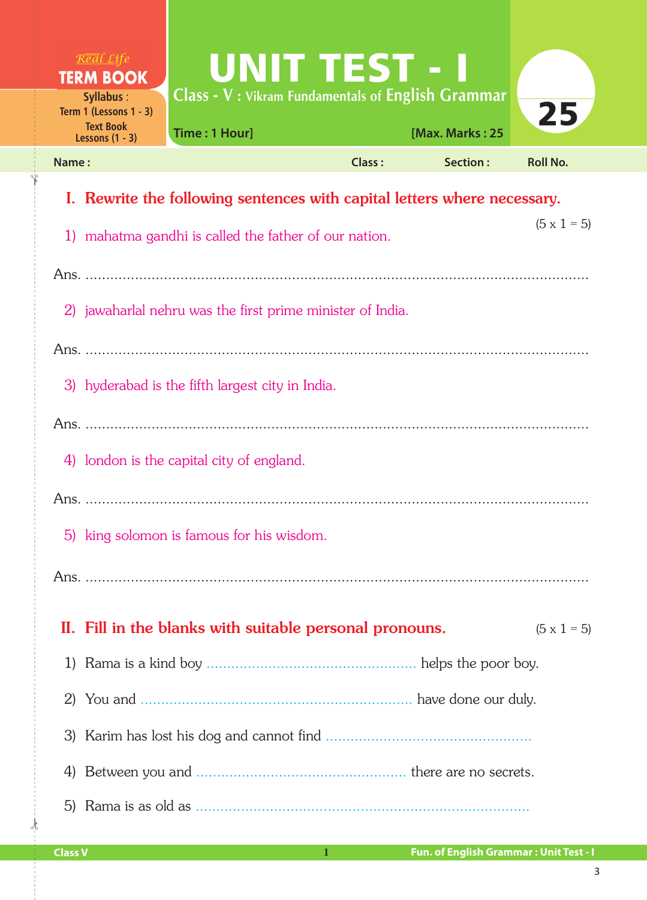Real Life

**TERM BOOK**

**Syllabus :** Term 1 (Lessons 1 - 3)

Text Book Lessons (1 - 3)

# UNIT TEST - I

**Class - V : Vikram Fundamentals of English Grammar**

**Time : 1 Hour]** **[Max. Marks : 25**

**25**

**Name :** **Class :** **Section :** **Roll No.**

## I. Rewrite the following sentences with capital letters where necessary.

(5 x 1 = 5)

1) mahatma gandhi is called the father of our nation.

Ans. .....................................................................................................................

2) jawaharlal nehru was the first prime minister of India.

Ans. .....................................................................................................................

3) hyderabad is the fifth largest city in India.

Ans. .....................................................................................................................

4) london is the capital city of england.

Ans. .....................................................................................................................

5) king solomon is famous for his wisdom.

Ans. .....................................................................................................................

## II. Fill in the blanks with suitable personal pronouns.

(5 x 1 = 5)

1) Rama is a kind boy .................................................. helps the poor boy.

2) You and ................................................................ have done our duly.

3) Karim has lost his dog and cannot find ..................................................

4) Between you and .................................................. there are no secrets.

5) Rama is as old as ..........................................................................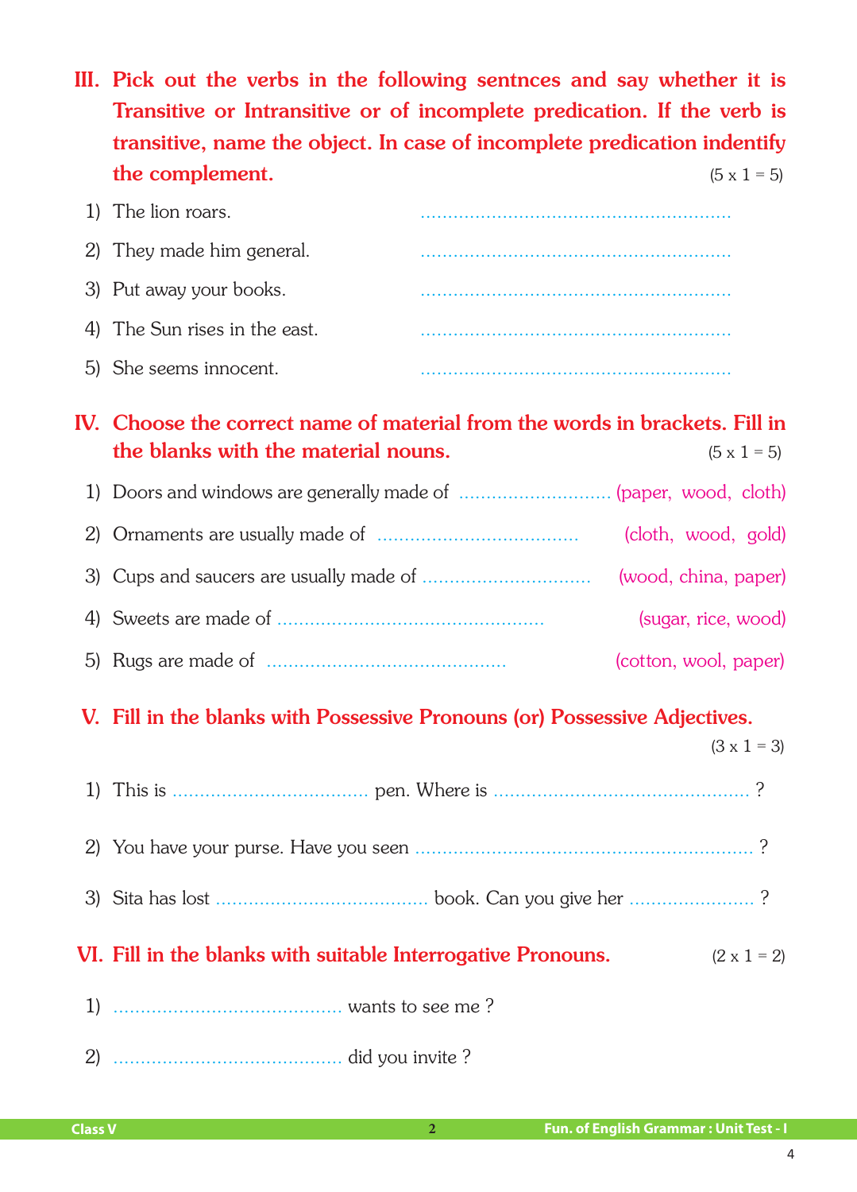**III. Pick out the verbs in the following sentnces and say whether it is Transitive or Intransitive or of incomplete predication. If the verb is transitive, name the object. In case of incomplete predication indentify the complement.** (5 x 1 = 5)

1) The lion roars. ..........................................................

2) They made him general. ..........................................................

3) Put away your books. ..........................................................

4) The Sun rises in the east. ..........................................................

5) She seems innocent. ..........................................................

**IV. Choose the correct name of material from the words in brackets. Fill in the blanks with the material nouns.** (5 x 1 = 5)

1) Doors and windows are generally made of ............................ (paper, wood, cloth)

2) Ornaments are usually made of ..................................... (cloth, wood, gold)

3) Cups and saucers are usually made of ............................... (wood, china, paper)

4) Sweets are made of ................................................ (sugar, rice, wood)

5) Rugs are made of ........................................... (cotton, wool, paper)

**V. Fill in the blanks with Possessive Pronouns (or) Possessive Adjectives.** (3 x 1 = 3)

1) This is .................................... pen. Where is ............................................... ?

2) You have your purse. Have you seen ............................................................. ?

3) Sita has lost ....................................... book. Can you give her ....................... ?

**VI. Fill in the blanks with suitable Interrogative Pronouns.** (2 x 1 = 2)

1) .......................................... wants to see me ?

2) .......................................... did you invite ?